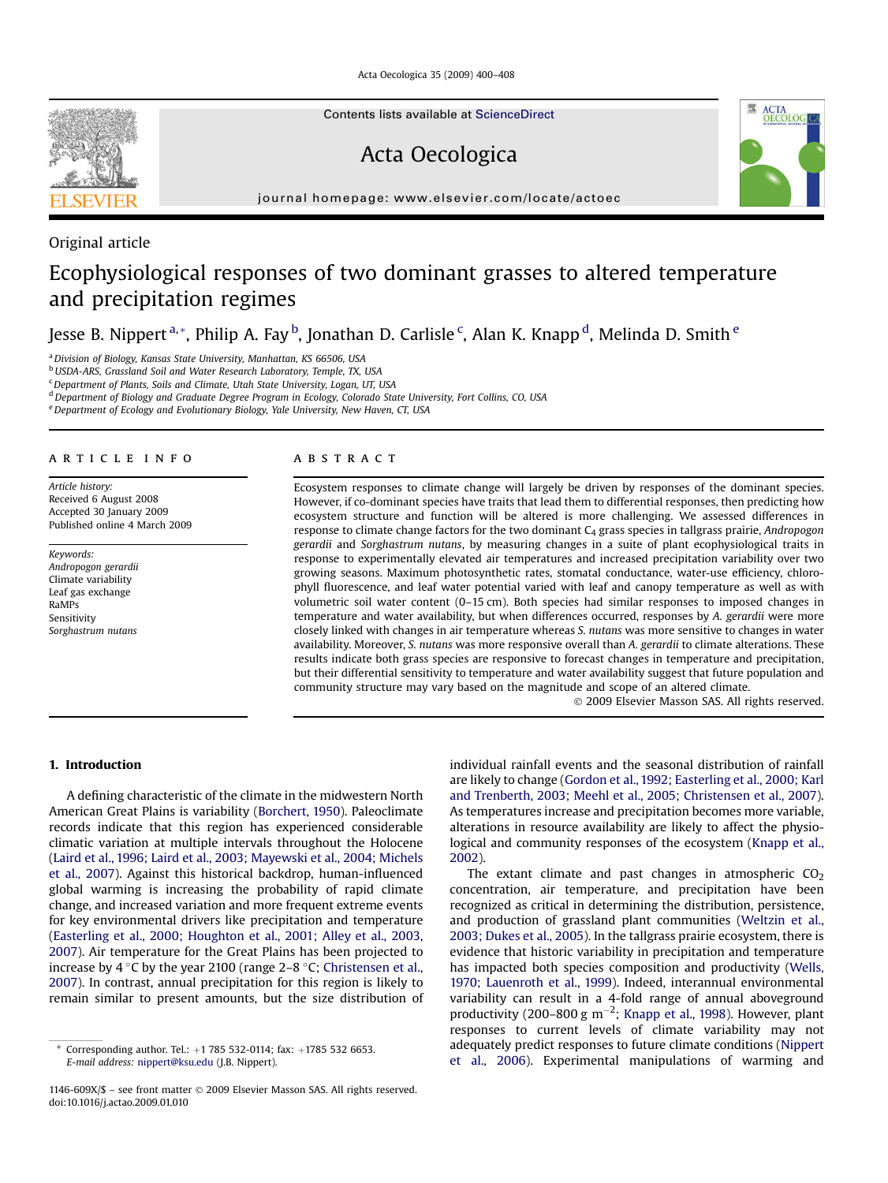Contents lists available at ScienceDirect

# Acta Oecologica

journal homepage: www.elsevier.com/locate/actoec

Original article

# Ecophysiological responses of two dominant grasses to altered temperature and precipitation regimes

Jesse B. Nippert [a,*], Philip A. Fay [b], Jonathan D. Carlisle [c], Alan K. Knapp [d], Melinda D. Smith [e]

[a] Division of Biology, Kansas State University, Manhattan, KS 66506, USA
[b] USDA-ARS, Grassland Soil and Water Research Laboratory, Temple, TX, USA
[c] Department of Plants, Soils and Climate, Utah State University, Logan, UT, USA
[d] Department of Biology and Graduate Degree Program in Ecology, Colorado State University, Fort Collins, CO, USA
[e] Department of Ecology and Evolutionary Biology, Yale University, New Haven, CT, USA

## ARTICLE INFO

*Article history:*
Received 6 August 2008
Accepted 30 January 2009
Published online 4 March 2009

*Keywords:*
*Andropogon gerardii*
Climate variability
Leaf gas exchange
RaMPs
Sensitivity
*Sorghastrum nutans*

## ABSTRACT

Ecosystem responses to climate change will largely be driven by responses of the dominant species. However, if co-dominant species have traits that lead them to differential responses, then predicting how ecosystem structure and function will be altered is more challenging. We assessed differences in response to climate change factors for the two dominant $C_4$ grass species in tallgrass prairie, *Andropogon gerardii* and *Sorghastrum nutans*, by measuring changes in a suite of plant ecophysiological traits in response to experimentally elevated air temperatures and increased precipitation variability over two growing seasons. Maximum photosynthetic rates, stomatal conductance, water-use efficiency, chlorophyll fluorescence, and leaf water potential varied with leaf and canopy temperature as well as with volumetric soil water content (0–15 cm). Both species had similar responses to imposed changes in temperature and water availability, but when differences occurred, responses by *A. gerardii* were more closely linked with changes in air temperature whereas *S. nutans* was more sensitive to changes in water availability. Moreover, *S. nutans* was more responsive overall than *A. gerardii* to climate alterations. These results indicate both grass species are responsive to forecast changes in temperature and precipitation, but their differential sensitivity to temperature and water availability suggest that future population and community structure may vary based on the magnitude and scope of an altered climate.

© 2009 Elsevier Masson SAS. All rights reserved.

## 1. Introduction

A defining characteristic of the climate in the midwestern North American Great Plains is variability (Borchert, 1950). Paleoclimate records indicate that this region has experienced considerable climatic variation at multiple intervals throughout the Holocene (Laird et al., 1996; Laird et al., 2003; Mayewski et al., 2004; Michels et al., 2007). Against this historical backdrop, human-influenced global warming is increasing the probability of rapid climate change, and increased variation and more frequent extreme events for key environmental drivers like precipitation and temperature (Easterling et al., 2000; Houghton et al., 2001; Alley et al., 2003, 2007). Air temperature for the Great Plains has been projected to increase by 4 °C by the year 2100 (range 2–8 °C; Christensen et al., 2007). In contrast, annual precipitation for this region is likely to remain similar to present amounts, but the size distribution of individual rainfall events and the seasonal distribution of rainfall are likely to change (Gordon et al., 1992; Easterling et al., 2000; Karl and Trenberth, 2003; Meehl et al., 2005; Christensen et al., 2007). As temperatures increase and precipitation becomes more variable, alterations in resource availability are likely to affect the physiological and community responses of the ecosystem (Knapp et al., 2002).

The extant climate and past changes in atmospheric $CO_2$ concentration, air temperature, and precipitation have been recognized as critical in determining the distribution, persistence, and production of grassland plant communities (Weltzin et al., 2003; Dukes et al., 2005). In the tallgrass prairie ecosystem, there is evidence that historic variability in precipitation and temperature has impacted both species composition and productivity (Wells, 1970; Lauenroth et al., 1999). Indeed, interannual environmental variability can result in a 4-fold range of annual aboveground productivity (200–800 g $m^{-2}$; Knapp et al., 1998). However, plant responses to current levels of climate variability may not adequately predict responses to future climate conditions (Nippert et al., 2006). Experimental manipulations of warming and

* Corresponding author. Tel.: +1 785 532-0114; fax: +1785 532 6653.
E-mail address: nippert@ksu.edu (J.B. Nippert).

1146-609X/$ – see front matter © 2009 Elsevier Masson SAS. All rights reserved.
doi:10.1016/j.actao.2009.01.010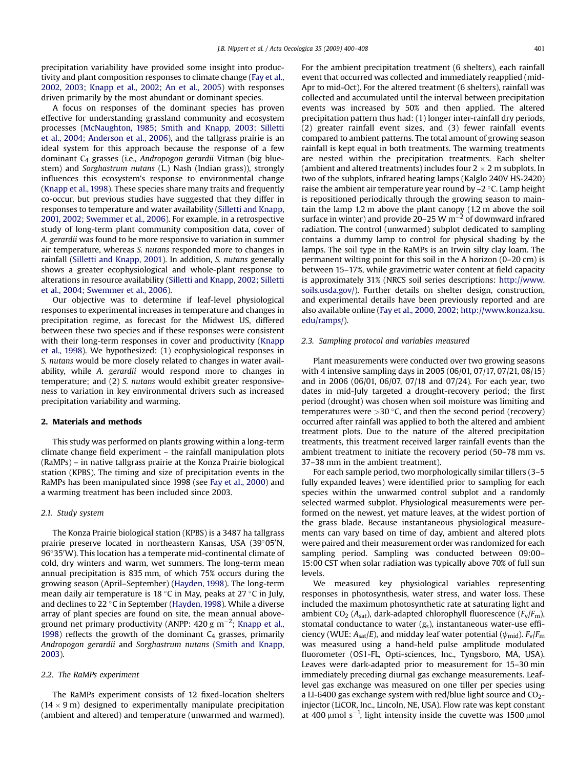precipitation variability have provided some insight into productivity and plant composition responses to climate change (Fay et al., 2002, 2003; Knapp et al., 2002; An et al., 2005) with responses driven primarily by the most abundant or dominant species.

A focus on responses of the dominant species has proven effective for understanding grassland community and ecosystem processes (McNaughton, 1985; Smith and Knapp, 2003; Silletti et al., 2004; Anderson et al., 2006), and the tallgrass prairie is an ideal system for this approach because the response of a few dominant $C_4$ grasses (i.e., *Andropogon gerardii* Vitman (big bluestem) and *Sorghastrum nutans* (L.) Nash (Indian grass)), strongly influences this ecosystem's response to environmental change (Knapp et al., 1998). These species share many traits and frequently co-occur, but previous studies have suggested that they differ in responses to temperature and water availability (Silletti and Knapp, 2001, 2002; Swemmer et al., 2006). For example, in a retrospective study of long-term plant community composition data, cover of *A. gerardii* was found to be more responsive to variation in summer air temperature, whereas *S. nutans* responded more to changes in rainfall (Silletti and Knapp, 2001). In addition, *S. nutans* generally shows a greater ecophysiological and whole-plant response to alterations in resource availability (Silletti and Knapp, 2002; Silletti et al., 2004; Swemmer et al., 2006).

Our objective was to determine if leaf-level physiological responses to experimental increases in temperature and changes in precipitation regime, as forecast for the Midwest US, differed between these two species and if these responses were consistent with their long-term responses in cover and productivity (Knapp et al., 1998). We hypothesized: (1) ecophysiological responses in *S. nutans* would be more closely related to changes in water availability, while *A. gerardii* would respond more to changes in temperature; and (2) *S. nutans* would exhibit greater responsiveness to variation in key environmental drivers such as increased precipitation variability and warming.

## 2. Materials and methods

This study was performed on plants growing within a long-term climate change field experiment – the rainfall manipulation plots (RaMPs) – in native tallgrass prairie at the Konza Prairie biological station (KPBS). The timing and size of precipitation events in the RaMPs has been manipulated since 1998 (see Fay et al., 2000) and a warming treatment has been included since 2003.

### 2.1. Study system

The Konza Prairie biological station (KPBS) is a 3487 ha tallgrass prairie preserve located in northeastern Kansas, USA (39°05′N, 96°35′W). This location has a temperate mid-continental climate of cold, dry winters and warm, wet summers. The long-term mean annual precipitation is 835 mm, of which 75% occurs during the growing season (April–September) (Hayden, 1998). The long-term mean daily air temperature is 18 °C in May, peaks at 27 °C in July, and declines to 22 °C in September (Hayden, 1998). While a diverse array of plant species are found on site, the mean annual aboveground net primary productivity (ANPP: 420 g $m^{-2}$; Knapp et al., 1998) reflects the growth of the dominant $C_4$ grasses, primarily *Andropogon gerardii* and *Sorghastrum nutans* (Smith and Knapp, 2003).

### 2.2. The RaMPs experiment

The RaMPs experiment consists of 12 fixed-location shelters (14 × 9 m) designed to experimentally manipulate precipitation (ambient and altered) and temperature (unwarmed and warmed). For the ambient precipitation treatment (6 shelters), each rainfall event that occurred was collected and immediately reapplied (mid-Apr to mid-Oct). For the altered treatment (6 shelters), rainfall was collected and accumulated until the interval between precipitation events was increased by 50% and then applied. The altered precipitation pattern thus had: (1) longer inter-rainfall dry periods, (2) greater rainfall event sizes, and (3) fewer rainfall events compared to ambient patterns. The total amount of growing season rainfall is kept equal in both treatments. The warming treatments are nested within the precipitation treatments. Each shelter (ambient and altered treatments) includes four 2 × 2 m subplots. In two of the subplots, infrared heating lamps (Kalglo 240V HS-2420) raise the ambient air temperature year round by ~2 °C. Lamp height is repositioned periodically through the growing season to maintain the lamp 1.2 m above the plant canopy (1.2 m above the soil surface in winter) and provide 20–25 W $m^{-2}$ of downward infrared radiation. The control (unwarmed) subplot dedicated to sampling contains a dummy lamp to control for physical shading by the lamps. The soil type in the RaMPs is an Irwin silty clay loam. The permanent wilting point for this soil in the A horizon (0–20 cm) is between 15–17%, while gravimetric water content at field capacity is approximately 31% (NRCS soil series descriptions: http://www.soils.usda.gov/). Further details on shelter design, construction, and experimental details have been previously reported and are also available online (Fay et al., 2000, 2002; http://www.konza.ksu.edu/ramps/).

### 2.3. Sampling protocol and variables measured

Plant measurements were conducted over two growing seasons with 4 intensive sampling days in 2005 (06/01, 07/17, 07/21, 08/15) and in 2006 (06/01, 06/07, 07/18 and 07/24). For each year, two dates in mid-July targeted a drought-recovery period; the first period (drought) was chosen when soil moisture was limiting and temperatures were >30 °C, and then the second period (recovery) occurred after rainfall was applied to both the altered and ambient treatment plots. Due to the nature of the altered precipitation treatments, this treatment received larger rainfall events than the ambient treatment to initiate the recovery period (50–78 mm vs. 37–38 mm in the ambient treatment).

For each sample period, two morphologically similar tillers (3–5 fully expanded leaves) were identified prior to sampling for each species within the unwarmed control subplot and a randomly selected warmed subplot. Physiological measurements were performed on the newest, yet mature leaves, at the widest portion of the grass blade. Because instantaneous physiological measurements can vary based on time of day, ambient and altered plots were paired and their measurement order was randomized for each sampling period. Sampling was conducted between 09:00–15:00 CST when solar radiation was typically above 70% of full sun levels.

We measured key physiological variables representing responses in photosynthesis, water stress, and water loss. These included the maximum photosynthetic rate at saturating light and ambient $CO_2$ ($A_{sat}$), dark-adapted chlorophyll fluorescence ($F_v/F_m$), stomatal conductance to water ($g_s$), instantaneous water-use efficiency (WUE: $A_{sat}/E$), and midday leaf water potential ($\psi_{mid}$). $F_v/F_m$ was measured using a hand-held pulse amplitude modulated fluorometer (OS1-FL, Opti-sciences, Inc., Tyngsboro, MA, USA). Leaves were dark-adapted prior to measurement for 15–30 min immediately preceding diurnal gas exchange measurements. Leaf-level gas exchange was measured on one tiller per species using a LI-6400 gas exchange system with red/blue light source and $CO_2$-injector (LiCOR, Inc., Lincoln, NE, USA). Flow rate was kept constant at 400 μmol $s^{-1}$, light intensity inside the cuvette was 1500 μmol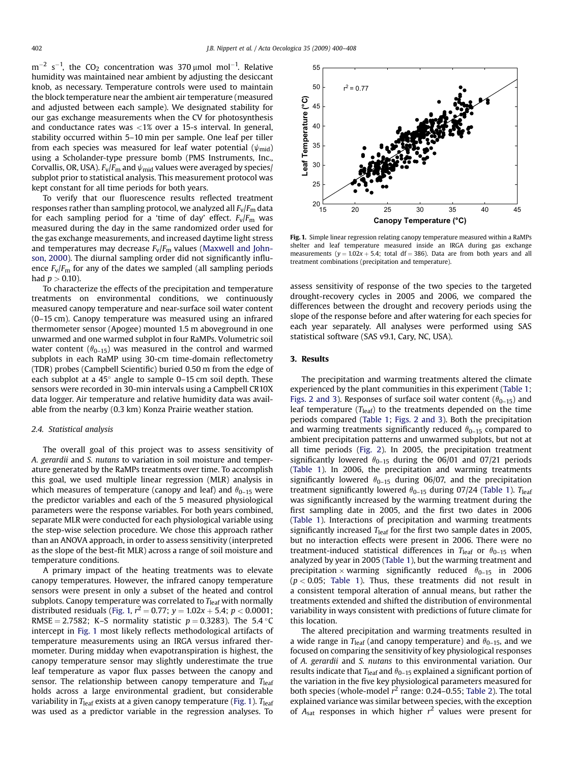$m^{-2}$ $s^{-1}$, the $CO_2$ concentration was 370 μmol $mol^{-1}$. Relative humidity was maintained near ambient by adjusting the desiccant knob, as necessary. Temperature controls were used to maintain the block temperature near the ambient air temperature (measured and adjusted between each sample). We designated stability for our gas exchange measurements when the CV for photosynthesis and conductance rates was <1% over a 15-s interval. In general, stability occurred within 5–10 min per sample. One leaf per tiller from each species was measured for leaf water potential ($\psi_{mid}$) using a Scholander-type pressure bomb (PMS Instruments, Inc., Corvallis, OR, USA). $F_v/F_m$ and $\psi_{mid}$ values were averaged by species/subplot prior to statistical analysis. This measurement protocol was kept constant for all time periods for both years.

To verify that our fluorescence results reflected treatment responses rather than sampling protocol, we analyzed all $F_v/F_m$ data for each sampling period for a 'time of day' effect. $F_v/F_m$ was measured during the day in the same randomized order used for the gas exchange measurements, and increased daytime light stress and temperatures may decrease $F_v/F_m$ values (Maxwell and Johnson, 2000). The diurnal sampling order did not significantly influence $F_v/F_m$ for any of the dates we sampled (all sampling periods had $p > 0.10$).

To characterize the effects of the precipitation and temperature treatments on environmental conditions, we continuously measured canopy temperature and near-surface soil water content (0–15 cm). Canopy temperature was measured using an infrared thermometer sensor (Apogee) mounted 1.5 m aboveground in one unwarmed and one warmed subplot in four RaMPs. Volumetric soil water content ($\theta_{0-15}$) was measured in the control and warmed subplots in each RaMP using 30-cm time-domain reflectometry (TDR) probes (Campbell Scientific) buried 0.50 m from the edge of each subplot at a 45° angle to sample 0–15 cm soil depth. These sensors were recorded in 30-min intervals using a Campbell CR10X data logger. Air temperature and relative humidity data was available from the nearby (0.3 km) Konza Prairie weather station.

### 2.4. Statistical analysis

The overall goal of this project was to assess sensitivity of *A. gerardii* and *S. nutans* to variation in soil moisture and temperature generated by the RaMPs treatments over time. To accomplish this goal, we used multiple linear regression (MLR) analysis in which measures of temperature (canopy and leaf) and $\theta_{0-15}$ were the predictor variables and each of the 5 measured physiological parameters were the response variables. For both years combined, separate MLR were conducted for each physiological variable using the step-wise selection procedure. We chose this approach rather than an ANOVA approach, in order to assess sensitivity (interpreted as the slope of the best-fit MLR) across a range of soil moisture and temperature conditions.

A primary impact of the heating treatments was to elevate canopy temperatures. However, the infrared canopy temperature sensors were present in only a subset of the heated and control subplots. Canopy temperature was correlated to $T_{leaf}$ with normally distributed residuals (Fig. 1, $r^2 = 0.77$; $y = 1.02x + 5.4$; $p < 0.0001$; RMSE = 2.7582; K–S normality statistic $p = 0.3283$). The 5.4 °C intercept in Fig. 1 most likely reflects methodological artifacts of temperature measurements using an IRGA versus infrared thermometer. During midday when evapotranspiration is highest, the canopy temperature sensor may slightly underestimate the true leaf temperature as vapor flux passes between the canopy and sensor. The relationship between canopy temperature and $T_{leaf}$ holds across a large environmental gradient, but considerable variability in $T_{leaf}$ exists at a given canopy temperature (Fig. 1). $T_{leaf}$ was used as a predictor variable in the regression analyses. To assess sensitivity of response of the two species to the targeted drought-recovery cycles in 2005 and 2006, we compared the differences between the drought and recovery periods using the slope of the response before and after watering for each species for each year separately. All analyses were performed using SAS statistical software (SAS v9.1, Cary, NC, USA).

$r^2 = 0.77$
Leaf Temperature (°C)
Canopy Temperature (°C)
20 25 30 35 40 45 50 55
15 20 25 30 35 40 45

**Fig. 1.** Simple linear regression relating canopy temperature measured within a RaMPs shelter and leaf temperature measured inside an IRGA during gas exchange measurements ($y = 1.02x + 5.4$; total df = 386). Data are from both years and all treatment combinations (precipitation and temperature).

## 3. Results

The precipitation and warming treatments altered the climate experienced by the plant communities in this experiment (Table 1; Figs. 2 and 3). Responses of surface soil water content ($\theta_{0-15}$) and leaf temperature ($T_{leaf}$) to the treatments depended on the time periods compared (Table 1; Figs. 2 and 3). Both the precipitation and warming treatments significantly reduced $\theta_{0-15}$ compared to ambient precipitation patterns and unwarmed subplots, but not at all time periods (Fig. 2). In 2005, the precipitation treatment significantly lowered $\theta_{0-15}$ during the 06/01 and 07/21 periods (Table 1). In 2006, the precipitation and warming treatments significantly lowered $\theta_{0-15}$ during 06/07, and the precipitation treatment significantly lowered $\theta_{0-15}$ during 07/24 (Table 1). $T_{leaf}$ was significantly increased by the warming treatment during the first sampling date in 2005, and the first two dates in 2006 (Table 1). Interactions of precipitation and warming treatments significantly increased $T_{leaf}$ for the first two sample dates in 2005, but no interaction effects were present in 2006. There were no treatment-induced statistical differences in $T_{leaf}$ or $\theta_{0-15}$ when analyzed by year in 2005 (Table 1), but the warming treatment and precipitation × warming significantly reduced $\theta_{0-15}$ in 2006 ($p < 0.05$; Table 1). Thus, these treatments did not result in a consistent temporal alteration of annual means, but rather the treatments extended and shifted the distribution of environmental variability in ways consistent with predictions of future climate for this location.

The altered precipitation and warming treatments resulted in a wide range in $T_{leaf}$ (and canopy temperature) and $\theta_{0-15}$, and we focused on comparing the sensitivity of key physiological responses of *A. gerardii* and *S. nutans* to this environmental variation. Our results indicate that $T_{leaf}$ and $\theta_{0-15}$ explained a significant portion of the variation in the five key physiological parameters measured for both species (whole-model $r^2$ range: 0.24–0.55; Table 2). The total explained variance was similar between species, with the exception of $A_{sat}$ responses in which higher $r^2$ values were present for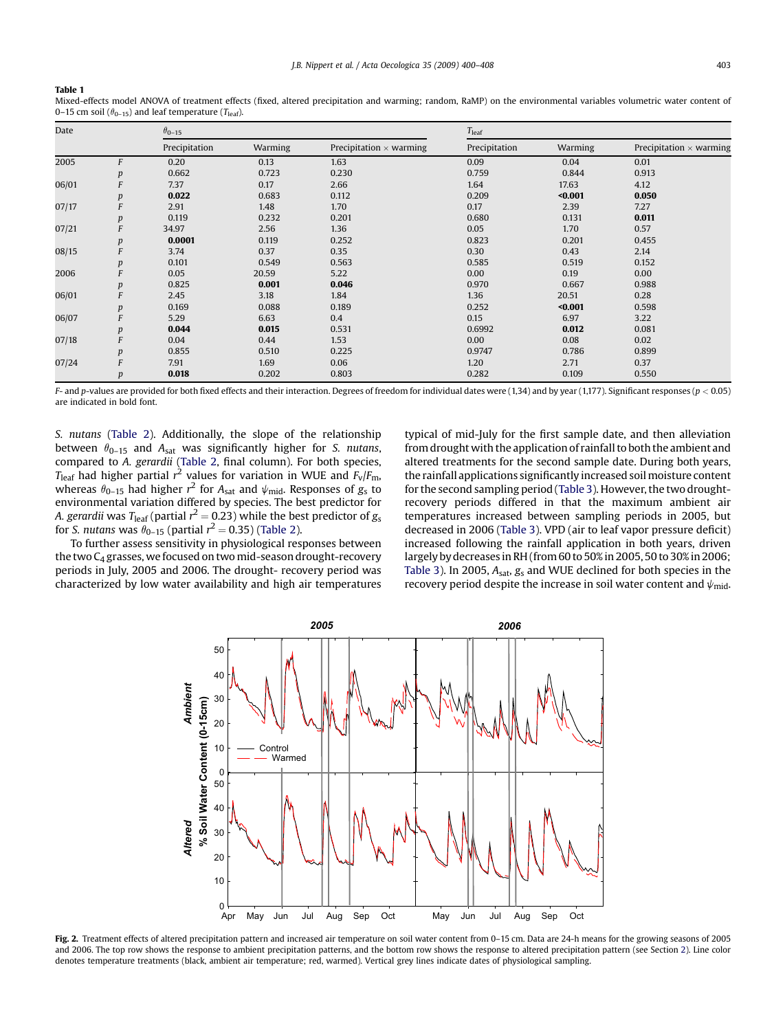**Table 1**

Mixed-effects model ANOVA of treatment effects (fixed, altered precipitation and warming; random, RaMP) on the environmental variables volumetric water content of 0–15 cm soil ($\theta_{0-15}$) and leaf temperature ($T_{leaf}$).

| Date | | $\theta_{0-15}$ | | | $T_{leaf}$ | | |
|---|---|---|---|---|---|---|---|
| | | Precipitation | Warming | Precipitation × warming | Precipitation | Warming | Precipitation × warming |
| 2005 | *F* | 0.20 | 0.13 | 1.63 | 0.09 | 0.04 | 0.01 |
| | *p* | 0.662 | 0.723 | 0.230 | 0.759 | 0.844 | 0.913 |
| 06/01 | *F* | 7.37 | 0.17 | 2.66 | 1.64 | 17.63 | 4.12 |
| | *p* | **0.022** | 0.683 | 0.112 | 0.209 | **<0.001** | **0.050** |
| 07/17 | *F* | 2.91 | 1.48 | 1.70 | 0.17 | 2.39 | 7.27 |
| | *p* | 0.119 | 0.232 | 0.201 | 0.680 | 0.131 | **0.011** |
| 07/21 | *F* | 34.97 | 2.56 | 1.36 | 0.05 | 1.70 | 0.57 |
| | *p* | **0.0001** | 0.119 | 0.252 | 0.823 | 0.201 | 0.455 |
| 08/15 | *F* | 3.74 | 0.37 | 0.35 | 0.30 | 0.43 | 2.14 |
| | *p* | 0.101 | 0.549 | 0.563 | 0.585 | 0.519 | 0.152 |
| 2006 | *F* | 0.05 | 20.59 | 5.22 | 0.00 | 0.19 | 0.00 |
| | *p* | 0.825 | **0.001** | **0.046** | 0.970 | 0.667 | 0.988 |
| 06/01 | *F* | 2.45 | 3.18 | 1.84 | 1.36 | 20.51 | 0.28 |
| | *p* | 0.169 | 0.088 | 0.189 | 0.252 | **<0.001** | 0.598 |
| 06/07 | *F* | 5.29 | 6.63 | 0.4 | 0.15 | 6.97 | 3.22 |
| | *p* | **0.044** | **0.015** | 0.531 | 0.6992 | **0.012** | 0.081 |
| 07/18 | *F* | 0.04 | 0.44 | 1.53 | 0.00 | 0.08 | 0.02 |
| | *p* | 0.855 | 0.510 | 0.225 | 0.9747 | 0.786 | 0.899 |
| 07/24 | *F* | 7.91 | 1.69 | 0.06 | 1.20 | 2.71 | 0.37 |
| | *p* | **0.018** | 0.202 | 0.803 | 0.282 | 0.109 | 0.550 |

*F*- and *p*-values are provided for both fixed effects and their interaction. Degrees of freedom for individual dates were (1,34) and by year (1,177). Significant responses ($p < 0.05$) are indicated in bold font.

*S. nutans* (Table 2). Additionally, the slope of the relationship between $\theta_{0-15}$ and $A_{sat}$ was significantly higher for *S. nutans*, compared to *A. gerardii* (Table 2, final column). For both species, $T_{leaf}$ had higher partial $r^2$ values for variation in WUE and $F_v/F_m$, whereas $\theta_{0-15}$ had higher $r^2$ for $A_{sat}$ and $\psi_{mid}$. Responses of $g_s$ to environmental variation differed by species. The best predictor for *A. gerardii* was $T_{leaf}$ (partial $r^2 = 0.23$) while the best predictor of $g_s$ for *S. nutans* was $\theta_{0-15}$ (partial $r^2 = 0.35$) (Table 2).

To further assess sensitivity in physiological responses between the two $C_4$ grasses, we focused on two mid-season drought-recovery periods in July, 2005 and 2006. The drought- recovery period was characterized by low water availability and high air temperatures typical of mid-July for the first sample date, and then alleviation from drought with the application of rainfall to both the ambient and altered treatments for the second sample date. During both years, the rainfall applications significantly increased soil moisture content for the second sampling period (Table 3). However, the two drought-recovery periods differed in that the maximum ambient air temperatures increased between sampling periods in 2005, but decreased in 2006 (Table 3). VPD (air to leaf vapor pressure deficit) increased following the rainfall application in both years, driven largely by decreases in RH (from 60 to 50% in 2005, 50 to 30% in 2006; Table 3). In 2005, $A_{sat}$, $g_s$ and WUE declined for both species in the recovery period despite the increase in soil water content and $\psi_{mid}$.

2005
2006
Ambient
Altered
% Soil Water Content (0-15cm)
Control
Warmed
0
10
20
30
40
50
Apr
May
Jun
Jul
Aug
Sep
Oct

**Fig. 2.** Treatment effects of altered precipitation pattern and increased air temperature on soil water content from 0–15 cm. Data are 24-h means for the growing seasons of 2005 and 2006. The top row shows the response to ambient precipitation patterns, and the bottom row shows the response to altered precipitation pattern (see Section 2). Line color denotes temperature treatments (black, ambient air temperature; red, warmed). Vertical grey lines indicate dates of physiological sampling.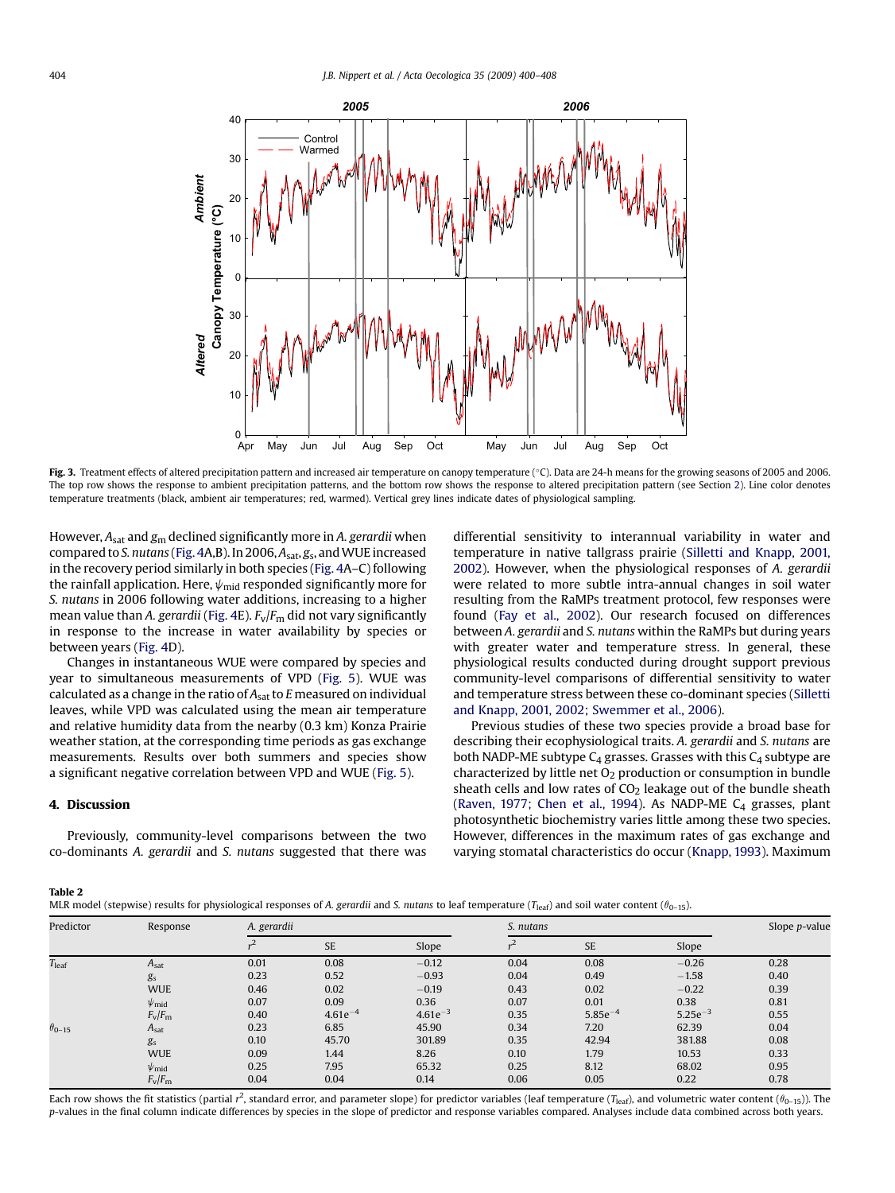2005

2006

Control

Warmed

Ambient

Altered

Canopy Temperature (°C)

40

30

20

10

0

30

20

10

0

Apr May Jun Jul Aug Sep Oct May Jun Jul Aug Sep Oct

**Fig. 3.** Treatment effects of altered precipitation pattern and increased air temperature on canopy temperature (°C). Data are 24-h means for the growing seasons of 2005 and 2006. The top row shows the response to ambient precipitation patterns, and the bottom row shows the response to altered precipitation pattern (see Section 2). Line color denotes temperature treatments (black, ambient air temperatures; red, warmed). Vertical grey lines indicate dates of physiological sampling.

However, $A_{sat}$ and $g_m$ declined significantly more in *A. gerardii* when compared to *S. nutans* (Fig. 4A,B). In 2006, $A_{sat}$, $g_s$, and WUE increased in the recovery period similarly in both species (Fig. 4A–C) following the rainfall application. Here, $\psi_{mid}$ responded significantly more for *S. nutans* in 2006 following water additions, increasing to a higher mean value than *A. gerardii* (Fig. 4E). $F_v/F_m$ did not vary significantly in response to the increase in water availability by species or between years (Fig. 4D).

Changes in instantaneous WUE were compared by species and year to simultaneous measurements of VPD (Fig. 5). WUE was calculated as a change in the ratio of $A_{sat}$ to $E$ measured on individual leaves, while VPD was calculated using the mean air temperature and relative humidity data from the nearby (0.3 km) Konza Prairie weather station, at the corresponding time periods as gas exchange measurements. Results over both summers and species show a significant negative correlation between VPD and WUE (Fig. 5).

## 4. Discussion

Previously, community-level comparisons between the two co-dominants *A. gerardii* and *S. nutans* suggested that there was differential sensitivity to interannual variability in water and temperature in native tallgrass prairie (Silletti and Knapp, 2001, 2002). However, when the physiological responses of *A. gerardii* were related to more subtle intra-annual changes in soil water resulting from the RaMPs treatment protocol, few responses were found (Fay et al., 2002). Our research focused on differences between *A. gerardii* and *S. nutans* within the RaMPs but during years with greater water and temperature stress. In general, these physiological results conducted during drought support previous community-level comparisons of differential sensitivity to water and temperature stress between these co-dominant species (Silletti and Knapp, 2001, 2002; Swemmer et al., 2006).

Previous studies of these two species provide a broad base for describing their ecophysiological traits. *A. gerardii* and *S. nutans* are both NADP-ME subtype $C_4$ grasses. Grasses with this $C_4$ subtype are characterized by little net $O_2$ production or consumption in bundle sheath cells and low rates of $CO_2$ leakage out of the bundle sheath (Raven, 1977; Chen et al., 1994). As NADP-ME $C_4$ grasses, plant photosynthetic biochemistry varies little among these two species. However, differences in the maximum rates of gas exchange and varying stomatal characteristics do occur (Knapp, 1993). Maximum

**Table 2**
MLR model (stepwise) results for physiological responses of *A. gerardii* and *S. nutans* to leaf temperature ($T_{leaf}$) and soil water content ($\theta_{0-15}$).

| Predictor | Response | *A. gerardii* | | | *S. nutans* | | | Slope *p*-value |
|---|---|---|---|---|---|---|---|---|
| | | $r^2$ | SE | Slope | $r^2$ | SE | Slope | |
| $T_{leaf}$ | $A_{sat}$ | 0.01 | 0.08 | −0.12 | 0.04 | 0.08 | −0.26 | 0.28 |
| | $g_s$ | 0.23 | 0.52 | −0.93 | 0.04 | 0.49 | −1.58 | 0.40 |
| | WUE | 0.46 | 0.02 | −0.19 | 0.43 | 0.02 | −0.22 | 0.39 |
| | $\psi_{mid}$ | 0.07 | 0.09 | 0.36 | 0.07 | 0.01 | 0.38 | 0.81 |
| | $F_v/F_m$ | 0.40 | $4.61e^{-4}$ | $4.61e^{-3}$ | 0.35 | $5.85e^{-4}$ | $5.25e^{-3}$ | 0.55 |
| $\theta_{0-15}$ | $A_{sat}$ | 0.23 | 6.85 | 45.90 | 0.34 | 7.20 | 62.39 | 0.04 |
| | $g_s$ | 0.10 | 45.70 | 301.89 | 0.35 | 42.94 | 381.88 | 0.08 |
| | WUE | 0.09 | 1.44 | 8.26 | 0.10 | 1.79 | 10.53 | 0.33 |
| | $\psi_{mid}$ | 0.25 | 7.95 | 65.32 | 0.25 | 8.12 | 68.02 | 0.95 |
| | $F_v/F_m$ | 0.04 | 0.04 | 0.14 | 0.06 | 0.05 | 0.22 | 0.78 |

Each row shows the fit statistics (partial $r^2$, standard error, and parameter slope) for predictor variables (leaf temperature ($T_{leaf}$), and volumetric water content ($\theta_{0-15}$)). The *p*-values in the final column indicate differences by species in the slope of predictor and response variables compared. Analyses include data combined across both years.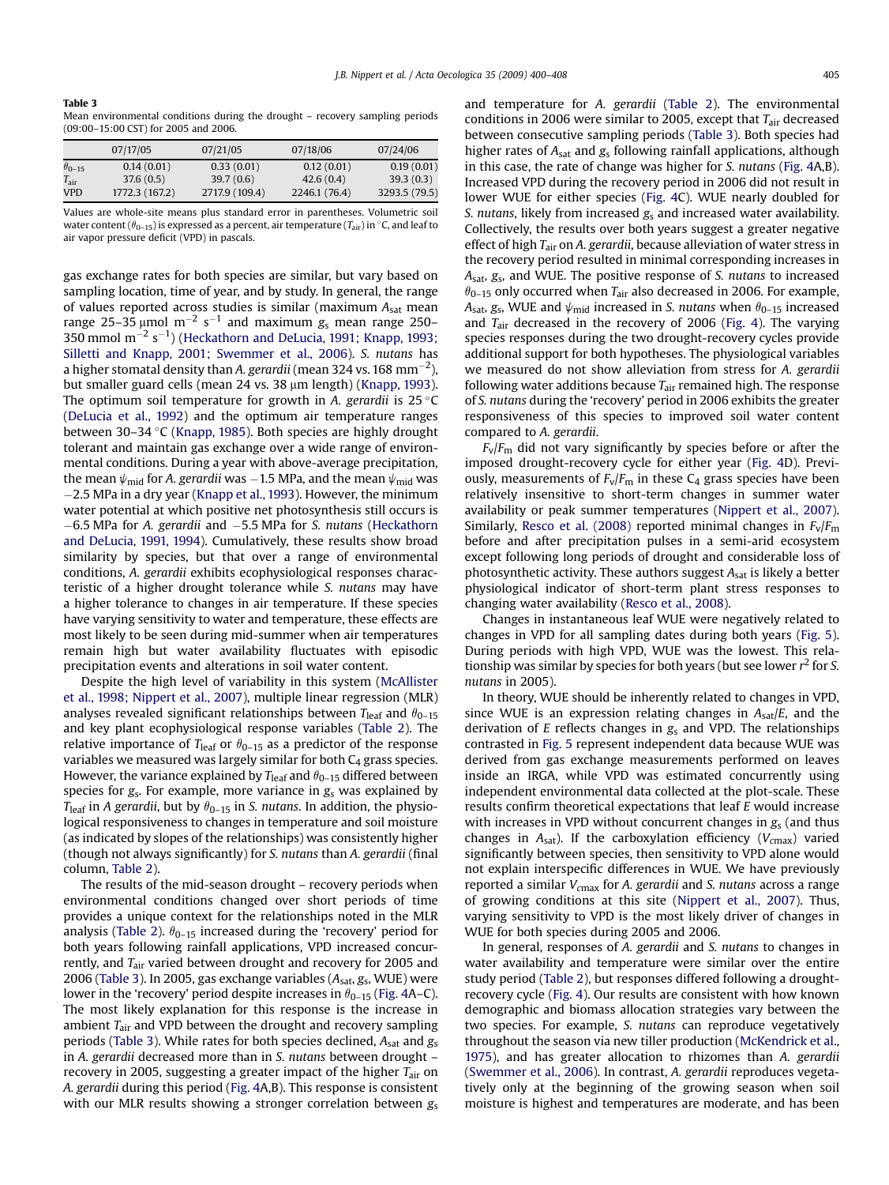**Table 3**
Mean environmental conditions during the drought – recovery sampling periods (09:00–15:00 CST) for 2005 and 2006.

| | 07/17/05 | 07/21/05 | 07/18/06 | 07/24/06 |
|---|---|---|---|---|
| $\theta_{0-15}$ | 0.14 (0.01) | 0.33 (0.01) | 0.12 (0.01) | 0.19 (0.01) |
| $T_{air}$ | 37.6 (0.5) | 39.7 (0.6) | 42.6 (0.4) | 39.3 (0.3) |
| VPD | 1772.3 (167.2) | 2717.9 (109.4) | 2246.1 (76.4) | 3293.5 (79.5) |

Values are whole-site means plus standard error in parentheses. Volumetric soil water content ($\theta_{0-15}$) is expressed as a percent, air temperature ($T_{air}$) in °C, and leaf to air vapor pressure deficit (VPD) in pascals.

gas exchange rates for both species are similar, but vary based on sampling location, time of year, and by study. In general, the range of values reported across studies is similar (maximum $A_{sat}$ mean range 25–35 μmol $m^{-2}$ $s^{-1}$ and maximum $g_s$ mean range 250–350 mmol $m^{-2}$ $s^{-1}$) (Heckathorn and DeLucia, 1991; Knapp, 1993; Silletti and Knapp, 2001; Swemmer et al., 2006). *S. nutans* has a higher stomatal density than *A. gerardii* (mean 324 vs. 168 $mm^{-2}$), but smaller guard cells (mean 24 vs. 38 μm length) (Knapp, 1993). The optimum soil temperature for growth in *A. gerardii* is 25 °C (DeLucia et al., 1992) and the optimum air temperature ranges between 30–34 °C (Knapp, 1985). Both species are highly drought tolerant and maintain gas exchange over a wide range of environmental conditions. During a year with above-average precipitation, the mean $\psi_{mid}$ for *A. gerardii* was −1.5 MPa, and the mean $\psi_{mid}$ was −2.5 MPa in a dry year (Knapp et al., 1993). However, the minimum water potential at which positive net photosynthesis still occurs is −6.5 MPa for *A. gerardii* and −5.5 MPa for *S. nutans* (Heckathorn and DeLucia, 1991, 1994). Cumulatively, these results show broad similarity by species, but that over a range of environmental conditions, *A. gerardii* exhibits ecophysiological responses characteristic of a higher drought tolerance while *S. nutans* may have a higher tolerance to changes in air temperature. If these species have varying sensitivity to water and temperature, these effects are most likely to be seen during mid-summer when air temperatures remain high but water availability fluctuates with episodic precipitation events and alterations in soil water content.

Despite the high level of variability in this system (McAllister et al., 1998; Nippert et al., 2007), multiple linear regression (MLR) analyses revealed significant relationships between $T_{leaf}$ and $\theta_{0-15}$ and key plant ecophysiological response variables (Table 2). The relative importance of $T_{leaf}$ or $\theta_{0-15}$ as a predictor of the response variables we measured was largely similar for both $C_4$ grass species. However, the variance explained by $T_{leaf}$ and $\theta_{0-15}$ differed between species for $g_s$. For example, more variance in $g_s$ was explained by $T_{leaf}$ in *A gerardii*, but by $\theta_{0-15}$ in *S. nutans*. In addition, the physiological responsiveness to changes in temperature and soil moisture (as indicated by slopes of the relationships) was consistently higher (though not always significantly) for *S. nutans* than *A. gerardii* (final column, Table 2).

The results of the mid-season drought – recovery periods when environmental conditions changed over short periods of time provides a unique context for the relationships noted in the MLR analysis (Table 2). $\theta_{0-15}$ increased during the 'recovery' period for both years following rainfall applications, VPD increased concurrently, and $T_{air}$ varied between drought and recovery for 2005 and 2006 (Table 3). In 2005, gas exchange variables ($A_{sat}$, $g_s$, WUE) were lower in the 'recovery' period despite increases in $\theta_{0-15}$ (Fig. 4A–C). The most likely explanation for this response is the increase in ambient $T_{air}$ and VPD between the drought and recovery sampling periods (Table 3). While rates for both species declined, $A_{sat}$ and $g_s$ in *A. gerardii* decreased more than in *S. nutans* between drought – recovery in 2005, suggesting a greater impact of the higher $T_{air}$ on *A. gerardii* during this period (Fig. 4A,B). This response is consistent with our MLR results showing a stronger correlation between $g_s$ and temperature for *A. gerardii* (Table 2). The environmental conditions in 2006 were similar to 2005, except that $T_{air}$ decreased between consecutive sampling periods (Table 3). Both species had higher rates of $A_{sat}$ and $g_s$ following rainfall applications, although in this case, the rate of change was higher for *S. nutans* (Fig. 4A,B). Increased VPD during the recovery period in 2006 did not result in lower WUE for either species (Fig. 4C). WUE nearly doubled for *S. nutans*, likely from increased $g_s$ and increased water availability. Collectively, the results over both years suggest a greater negative effect of high $T_{air}$ on *A. gerardii*, because alleviation of water stress in the recovery period resulted in minimal corresponding increases in $A_{sat}$, $g_s$, and WUE. The positive response of *S. nutans* to increased $\theta_{0-15}$ only occurred when $T_{air}$ also decreased in 2006. For example, $A_{sat}$, $g_s$, WUE and $\psi_{mid}$ increased in *S. nutans* when $\theta_{0-15}$ increased and $T_{air}$ decreased in the recovery of 2006 (Fig. 4). The varying species responses during the two drought-recovery cycles provide additional support for both hypotheses. The physiological variables we measured do not show alleviation from stress for *A. gerardii* following water additions because $T_{air}$ remained high. The response of *S. nutans* during the 'recovery' period in 2006 exhibits the greater responsiveness of this species to improved soil water content compared to *A. gerardii*.

$F_v/F_m$ did not vary significantly by species before or after the imposed drought-recovery cycle for either year (Fig. 4D). Previously, measurements of $F_v/F_m$ in these $C_4$ grass species have been relatively insensitive to short-term changes in summer water availability or peak summer temperatures (Nippert et al., 2007). Similarly, Resco et al. (2008) reported minimal changes in $F_v/F_m$ before and after precipitation pulses in a semi-arid ecosystem except following long periods of drought and considerable loss of photosynthetic activity. These authors suggest $A_{sat}$ is likely a better physiological indicator of short-term plant stress responses to changing water availability (Resco et al., 2008).

Changes in instantaneous leaf WUE were negatively related to changes in VPD for all sampling dates during both years (Fig. 5). During periods with high VPD, WUE was the lowest. This relationship was similar by species for both years (but see lower $r^2$ for *S. nutans* in 2005).

In theory, WUE should be inherently related to changes in VPD, since WUE is an expression relating changes in $A_{sat}/E$, and the derivation of $E$ reflects changes in $g_s$ and VPD. The relationships contrasted in Fig. 5 represent independent data because WUE was derived from gas exchange measurements performed on leaves inside an IRGA, while VPD was estimated concurrently using independent environmental data collected at the plot-scale. These results confirm theoretical expectations that leaf $E$ would increase with increases in VPD without concurrent changes in $g_s$ (and thus changes in $A_{sat}$). If the carboxylation efficiency ($V_{cmax}$) varied significantly between species, then sensitivity to VPD alone would not explain interspecific differences in WUE. We have previously reported a similar $V_{cmax}$ for *A. gerardii* and *S. nutans* across a range of growing conditions at this site (Nippert et al., 2007). Thus, varying sensitivity to VPD is the most likely driver of changes in WUE for both species during 2005 and 2006.

In general, responses of *A. gerardii* and *S. nutans* to changes in water availability and temperature were similar over the entire study period (Table 2), but responses differed following a drought-recovery cycle (Fig. 4). Our results are consistent with how known demographic and biomass allocation strategies vary between the two species. For example, *S. nutans* can reproduce vegetatively throughout the season via new tiller production (McKendrick et al., 1975), and has greater allocation to rhizomes than *A. gerardii* (Swemmer et al., 2006). In contrast, *A. gerardii* reproduces vegetatively only at the beginning of the growing season when soil moisture is highest and temperatures are moderate, and has been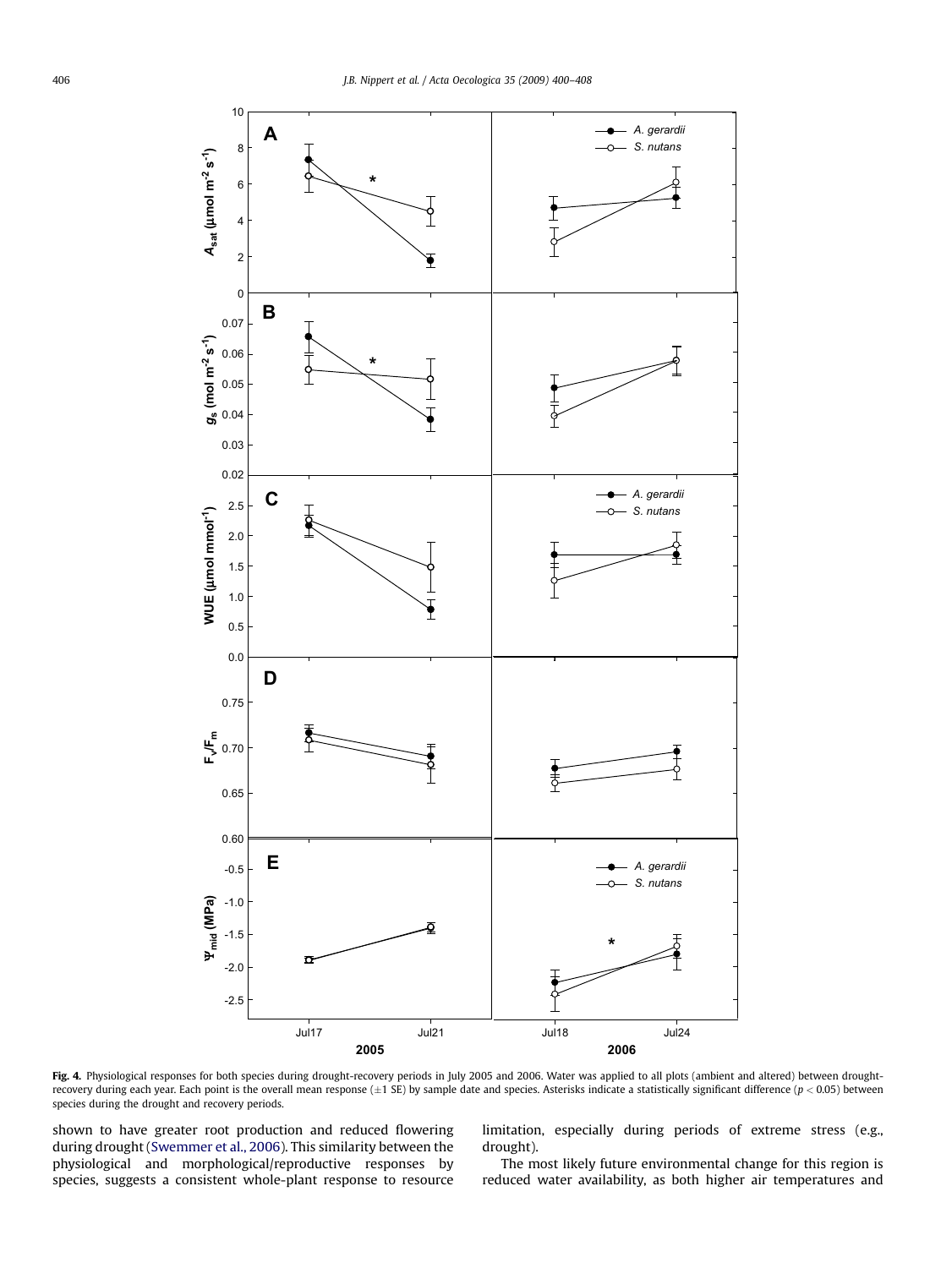**Fig. 4.** Physiological responses for both species during drought-recovery periods in July 2005 and 2006. Water was applied to all plots (ambient and altered) between drought-recovery during each year. Each point is the overall mean response (±1 SE) by sample date and species. Asterisks indicate a statistically significant difference ($p < 0.05$) between species during the drought and recovery periods.

shown to have greater root production and reduced flowering during drought (Swemmer et al., 2006). This similarity between the physiological and morphological/reproductive responses by species, suggests a consistent whole-plant response to resource limitation, especially during periods of extreme stress (e.g., drought).

The most likely future environmental change for this region is reduced water availability, as both higher air temperatures and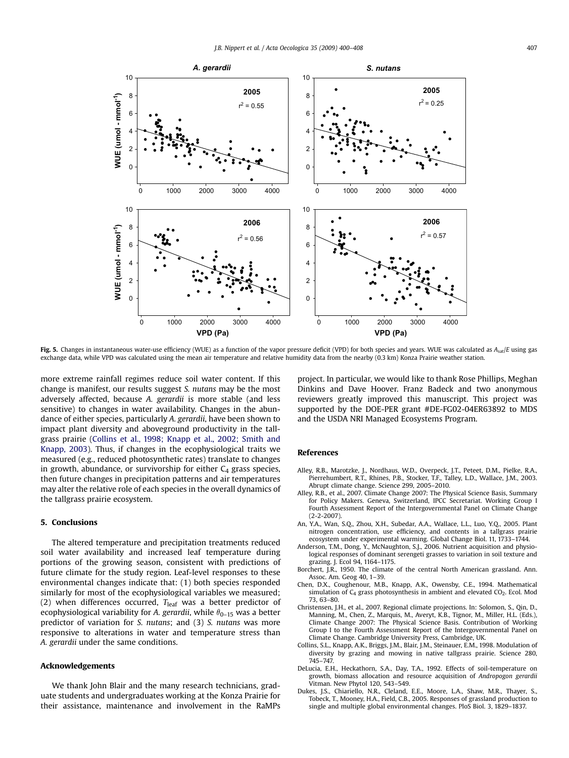A. gerardii

S. nutans

2005

$r^2 = 0.55$

2005

$r^2 = 0.25$

2006

$r^2 = 0.56$

2006

$r^2 = 0.57$

WUE (umol - mmol$^{-1}$)

VPD (Pa)

**Fig. 5.** Changes in instantaneous water-use efficiency (WUE) as a function of the vapor pressure deficit (VPD) for both species and years. WUE was calculated as $A_{sat}/E$ using gas exchange data, while VPD was calculated using the mean air temperature and relative humidity data from the nearby (0.3 km) Konza Prairie weather station.

more extreme rainfall regimes reduce soil water content. If this change is manifest, our results suggest *S. nutans* may be the most adversely affected, because *A. gerardii* is more stable (and less sensitive) to changes in water availability. Changes in the abundance of either species, particularly *A. gerardii*, have been shown to impact plant diversity and aboveground productivity in the tallgrass prairie (Collins et al., 1998; Knapp et al., 2002; Smith and Knapp, 2003). Thus, if changes in the ecophysiological traits we measured (e.g., reduced photosynthetic rates) translate to changes in growth, abundance, or survivorship for either $C_4$ grass species, then future changes in precipitation patterns and air temperatures may alter the relative role of each species in the overall dynamics of the tallgrass prairie ecosystem.

## 5. Conclusions

The altered temperature and precipitation treatments reduced soil water availability and increased leaf temperature during portions of the growing season, consistent with predictions of future climate for the study region. Leaf-level responses to these environmental changes indicate that: (1) both species responded similarly for most of the ecophysiological variables we measured; (2) when differences occurred, $T_{leaf}$ was a better predictor of ecophysiological variability for *A. gerardii*, while $\theta_{0-15}$ was a better predictor of variation for *S. nutans*; and (3) *S. nutans* was more responsive to alterations in water and temperature stress than *A. gerardii* under the same conditions.

## Acknowledgements

We thank John Blair and the many research technicians, graduate students and undergraduates working at the Konza Prairie for their assistance, maintenance and involvement in the RaMPs project. In particular, we would like to thank Rose Phillips, Meghan Dinkins and Dave Hoover. Franz Badeck and two anonymous reviewers greatly improved this manuscript. This project was supported by the DOE-PER grant #DE-FG02-04ER63892 to MDS and the USDA NRI Managed Ecosystems Program.

## References

Alley, R.B., Marotzke, J., Nordhaus, W.D., Overpeck, J.T., Peteet, D.M., Pielke, R.A., Pierrehumbert, R.T., Rhines, P.B., Stocker, T.F., Talley, L.D., Wallace, J.M., 2003. Abrupt climate change. Science 299, 2005–2010.

Alley, R.B., et al., 2007. Climate Change 2007: The Physical Science Basis, Summary for Policy Makers. Geneva, Switzerland, IPCC Secretariat. Working Group I Fourth Assessment Report of the Intergovernmental Panel on Climate Change (2-2-2007).

An, Y.A., Wan, S.Q., Zhou, X.H., Subedar, A.A., Wallace, L.L., Luo, Y.Q., 2005. Plant nitrogen concentration, use efficiency, and contents in a tallgrass prairie ecosystem under experimental warming. Global Change Biol. 11, 1733–1744.

Anderson, T.M., Dong, Y., McNaughton, S.J., 2006. Nutrient acquisition and physiological responses of dominant serengeti grasses to variation in soil texture and grazing. J. Ecol 94, 1164–1175.

Borchert, J.R., 1950. The climate of the central North American grassland. Ann. Assoc. Am. Geog 40, 1–39.

Chen, D.X., Coughenour, M.B., Knapp, A.K., Owensby, C.E., 1994. Mathematical simulation of $C_4$ grass photosynthesis in ambient and elevated $CO_2$. Ecol. Mod 73, 63–80.

Christensen, J.H., et al., 2007. Regional climate projections. In: Solomon, S., Qin, D., Manning, M., Chen, Z., Marquis, M., Averyt, K.B., Tignor, M., Miller, H.L. (Eds.), Climate Change 2007: The Physical Science Basis. Contribution of Working Group I to the Fourth Assessment Report of the Intergovernmental Panel on Climate Change. Cambridge University Press, Cambridge, UK.

Collins, S.L., Knapp, A.K., Briggs, J.M., Blair, J.M., Steinauer, E.M., 1998. Modulation of diversity by grazing and mowing in native tallgrass prairie. Science 280, 745–747.

DeLucia, E.H., Heckathorn, S.A., Day, T.A., 1992. Effects of soil-temperature on growth, biomass allocation and resource acquisition of *Andropogon gerardii* Vitman. New Phytol 120, 543–549.

Dukes, J.S., Chiariello, N.R., Cleland, E.E., Moore, L.A., Shaw, M.R., Thayer, S., Tobeck, T., Mooney, H.A., Field, C.B., 2005. Responses of grassland production to single and multiple global environmental changes. PloS Biol. 3, 1829–1837.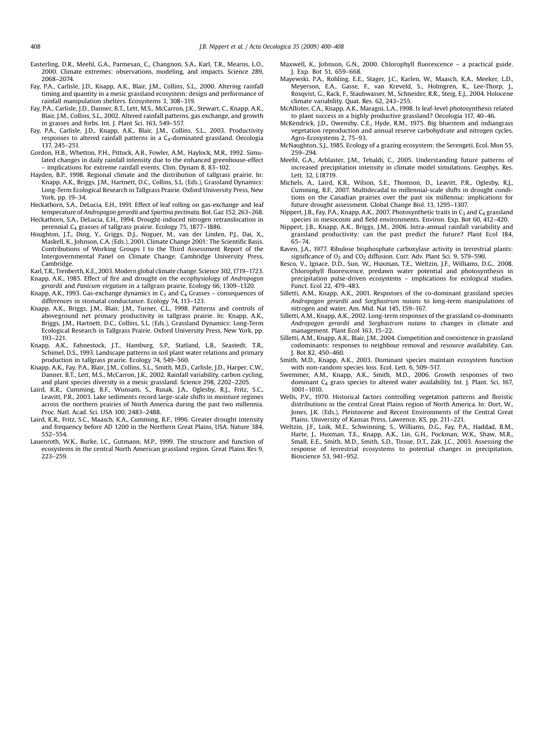Easterling, D.R., Meehl, G.A., Parmesan, C., Changnon, S.A., Karl, T.R., Mearns, L.O., 2000. Climate extremes: observations, modeling, and impacts. Science 289, 2068–2074.

Fay, P.A., Carlisle, J.D., Knapp, A.K., Blair, J.M., Collins, S.L., 2000. Altering rainfall timing and quantity in a mesic grassland ecosystem: design and performance of rainfall manipulation shelters. Ecosystems 3, 308–319.

Fay, P.A., Carlisle, J.D., Danner, B.T., Lett, M.S., McCarron, J.K., Stewart, C., Knapp, A.K., Blair, J.M., Collins, S.L., 2002. Altered rainfall patterns, gas exchange, and growth in grasses and forbs. Int. J. Plant Sci. 163, 549–557.

Fay, P.A., Carlisle, J.D., Knapp, A.K., Blair, J.M., Collins, S.L., 2003. Productivity responses to altered rainfall patterns in a $C_4$-dominated grassland. Oecologia 137, 245–251.

Gordon, H.B., Whetton, P.H., Pittock, A.B., Fowler, A.M., Haylock, M.R., 1992. Simulated changes in daily rainfall intensity due to the enhanced greenhouse-effect – implications for extreme rainfall events. Clim. Dynam 8, 83–102.

Hayden, B.P., 1998. Regional climate and the distribution of tallgrass prairie. In: Knapp, A.K., Briggs, J.M., Hartnett, D.C., Collins, S.L. (Eds.), Grassland Dynamics: Long-Term Ecological Research in Tallgrass Prairie. Oxford University Press, New York, pp. 19–34.

Heckathorn, S.A., DeLucia, E.H., 1991. Effect of leaf rolling on gas-exchange and leaf temperature of *Andropogon gerardii* and *Spartina pectinata*. Bot. Gaz 152, 263–268.

Heckathorn, S.A., DeLucia, E.H., 1994. Drought-induced nitrogen retranslocation in perennial $C_4$ grasses of tallgrass prairie. Ecology 75, 1877–1886.

Houghton, J.T., Ding, Y., Griggs, D.J., Noguer, M., van der Linden, P.J., Dai, X., Maskell, K., Johnson, C.A. (Eds.), 2001. Climate Change 2001: The Scientific Basis. Contributions of Working Groups I to the Third Assessment Report of the Intergovernmental Panel on Climate Change. Cambridge University Press, Cambridge.

Karl, T.R., Trenberth, K.E., 2003. Modern global climate change. Science 302, 1719–1723.

Knapp, A.K., 1985. Effect of fire and drought on the ecophysiology of *Andropogon gerardii* and *Panicum virgatum* in a tallgrass prairie. Ecology 66, 1309–1320.

Knapp, A.K., 1993. Gas-exchange dynamics in $C_3$ and $C_4$ Grasses – consequences of differences in stomatal conductance. Ecology 74, 113–123.

Knapp, A.K., Briggs, J.M., Blair, J.M., Turner, C.L., 1998. Patterns and controls of aboveground net primary productivity in tallgrass prairie. In: Knapp, A.K., Briggs, J.M., Hartnett, D.C., Collins, S.L. (Eds.), Grassland Dynamics: Long-Term Ecological Research in Tallgrass Prairie. Oxford University Press, New York, pp. 193–221.

Knapp, A.K., Fahnestock, J.T., Hamburg, S.P., Statland, L.B., Seastedt, T.R., Schimel, D.S., 1993. Landscape patterns in soil plant water relations and primary production in tallgrass prairie. Ecology 74, 549–560.

Knapp, A.K., Fay, P.A., Blair, J.M., Collins, S.L., Smith, M.D., Carlisle, J.D., Harper, C.W., Danner, B.T., Lett, M.S., McCarron, J.K., 2002. Rainfall variability, carbon cycling, and plant species diversity in a mesic grassland. Science 298, 2202–2205.

Laird, K.R., Cumming, B.F., Wunsam, S., Rusak, J.A., Oglesby, R.J., Fritz, S.C., Leavitt, P.R., 2003. Lake sediments record large-scale shifts in moisture regimes across the northern prairies of North America during the past two millennia. Proc. Natl. Acad. Sci. USA 100, 2483–2488.

Laird, K.R., Fritz, S.C., Maasch, K.A., Cumming, B.F., 1996. Greater drought intensity and frequency before AD 1200 in the Northern Great Plains, USA. Nature 384, 552–554.

Lauenroth, W.K., Burke, I.C., Gutmann, M.P., 1999. The structure and function of ecosystems in the central North American grassland region. Great Plains Res 9, 223–259.

Maxwell, K., Johnson, G.N., 2000. Chlorophyll fluorescence – a practical guide. J. Exp. Bot 51, 659–668.

Mayewski, P.A., Rohling, E.E., Stager, J.C., Karlen, W., Maasch, K.A., Meeker, L.D., Meyerson, E.A., Gasse, F., van Kreveld, S., Holmgren, K., Lee-Thorp, J., Rosqvist, G., Rack, F., Staubwasser, M., Schneider, R.R., Steig, E.J., 2004. Holocene climate variability. Quat. Res. 62, 243–255.

McAllister, C.A., Knapp, A.K., Maragni, L.A., 1998. Is leaf-level photosynthesis related to plant success in a highly productive grassland? Oecologia 117, 40–46.

McKendrick, J.D., Owensby, C.E., Hyde, R.M., 1975. Big bluestem and indiangrass vegetation reproduction and annual reserve carbohydrate and nitrogen cycles. Agro-Ecosystems 2, 75–93.

McNaughton, S.J., 1985. Ecology of a grazing ecosystem: the Serengeti. Ecol. Mon 55, 259–294.

Meehl, G.A., Arblaster, J.M., Tebaldi, C., 2005. Understanding future patterns of increased precipitation intensity in climate model simulations. Geophys. Res. Lett. 32, L18719.

Michels, A., Laird, K.R., Wilson, S.E., Thomson, D., Leavitt, P.R., Oglesby, R.J., Cumming, B.F., 2007. Multidecadal to millennial-scale shifts in drought conditions on the Canadian prairies over the past six millennia: implications for future drought assessment. Global Change Biol. 13, 1295–1307.

Nippert, J.B., Fay, P.A., Knapp, A.K., 2007. Photosynthetic traits in $C_3$ and $C_4$ grassland species in mesocosm and field environments. Environ. Exp. Bot 60, 412–420.

Nippert, J.B., Knapp, A.K., Briggs, J.M., 2006. Intra-annual rainfall variability and grassland productivity: can the past predict the future? Plant Ecol 184, 65–74.

Raven, J.A., 1977. Ribulose bisphosphate carboxylase activity in terrestrial plants: significance of $O_2$ and $CO_2$ diffusion. Curr. Adv. Plant Sci. 9, 579–590.

Resco, V., Ignace, D.D., Sun, W., Huxman, T.E., Weltzin, J.F., Williams, D.G., 2008. Chlorophyll fluorescence, predawn water potential and photosynthesis in precipitation pulse-driven ecosystems – implications for ecological studies. Funct. Ecol 22, 479–483.

Silletti, A.M., Knapp, A.K., 2001. Responses of the co-dominant grassland species *Andropogon gerardii* and *Sorghastrum nutans* to long-term manipulations of nitrogen and water. Am. Mid. Nat 145, 159–167.

Silletti, A.M., Knapp, A.K., 2002. Long-term responses of the grassland co-dominants *Andropogon gerardii* and *Sorghastrum nutans* to changes in climate and management. Plant Ecol 163, 15–22.

Silletti, A.M., Knapp, A.K., Blair, J.M., 2004. Competition and coexistence in grassland codominants: responses to neighbour removal and resource availability. Can. J. Bot 82, 450–460.

Smith, M.D., Knapp, A.K., 2003. Dominant species maintain ecosystem function with non-random species loss. Ecol. Lett. 6, 509–517.

Swemmer, A.M., Knapp, A.K., Smith, M.D., 2006. Growth responses of two dominant $C_4$ grass species to altered water availability. Int. J. Plant. Sci. 167, 1001–1010.

Wells, P.V., 1970. Historical factors controlling vegetation patterns and floristic distributions in the central Great Plains region of North America. In: Dort, W., Jones, J.K. (Eds.), Pleistocene and Recent Environments of the Central Great Plains. University of Kansas Press, Lawrence, KS, pp. 211–221.

Weltzin, J.F., Loik, M.E., Schwinning, S., Williams, D.G., Fay, P.A., Haddad, B.M., Harte, J., Huxman, T.E., Knapp, A.K., Lin, G.H., Pockman, W.K., Shaw, M.R., Small, E.E., Smith, M.D., Smith, S.D., Tissue, D.T., Zak, J.C., 2003. Assessing the response of terrestrial ecosystems to potential changes in precipitation. Bioscience 53, 941–952.